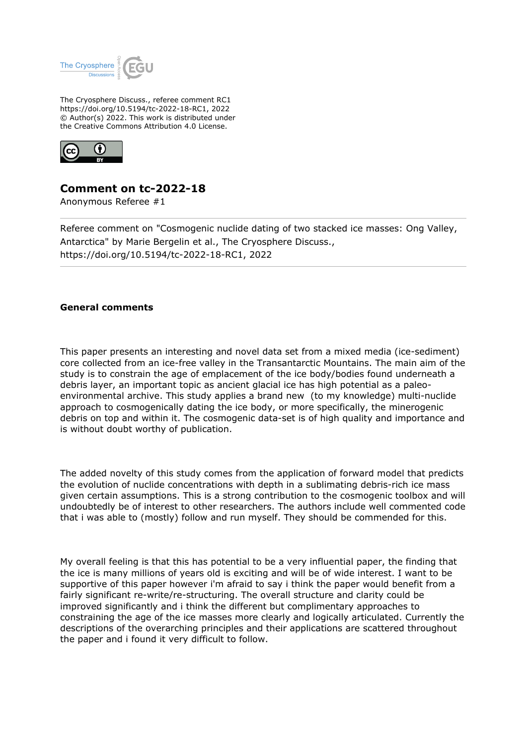The Cryosphere Discuss., referee comment RC1
https://doi.org/10.5194/tc-2022-18-RC1, 2022
© Author(s) 2022. This work is distributed under
the Creative Commons Attribution 4.0 License.

# Comment on tc-2022-18

Anonymous Referee #1

---

Referee comment on "Cosmogenic nuclide dating of two stacked ice masses: Ong Valley, Antarctica" by Marie Bergelin et al., The Cryosphere Discuss., https://doi.org/10.5194/tc-2022-18-RC1, 2022

---

**General comments**

This paper presents an interesting and novel data set from a mixed media (ice-sediment) core collected from an ice-free valley in the Transantarctic Mountains. The main aim of the study is to constrain the age of emplacement of the ice body/bodies found underneath a debris layer, an important topic as ancient glacial ice has high potential as a paleo-environmental archive. This study applies a brand new (to my knowledge) multi-nuclide approach to cosmogenically dating the ice body, or more specifically, the minerogenic debris on top and within it. The cosmogenic data-set is of high quality and importance and is without doubt worthy of publication.

The added novelty of this study comes from the application of forward model that predicts the evolution of nuclide concentrations with depth in a sublimating debris-rich ice mass given certain assumptions. This is a strong contribution to the cosmogenic toolbox and will undoubtedly be of interest to other researchers. The authors include well commented code that i was able to (mostly) follow and run myself. They should be commended for this.

My overall feeling is that this has potential to be a very influential paper, the finding that the ice is many millions of years old is exciting and will be of wide interest. I want to be supportive of this paper however i'm afraid to say i think the paper would benefit from a fairly significant re-write/re-structuring. The overall structure and clarity could be improved significantly and i think the different but complimentary approaches to constraining the age of the ice masses more clearly and logically articulated. Currently the descriptions of the overarching principles and their applications are scattered throughout the paper and i found it very difficult to follow.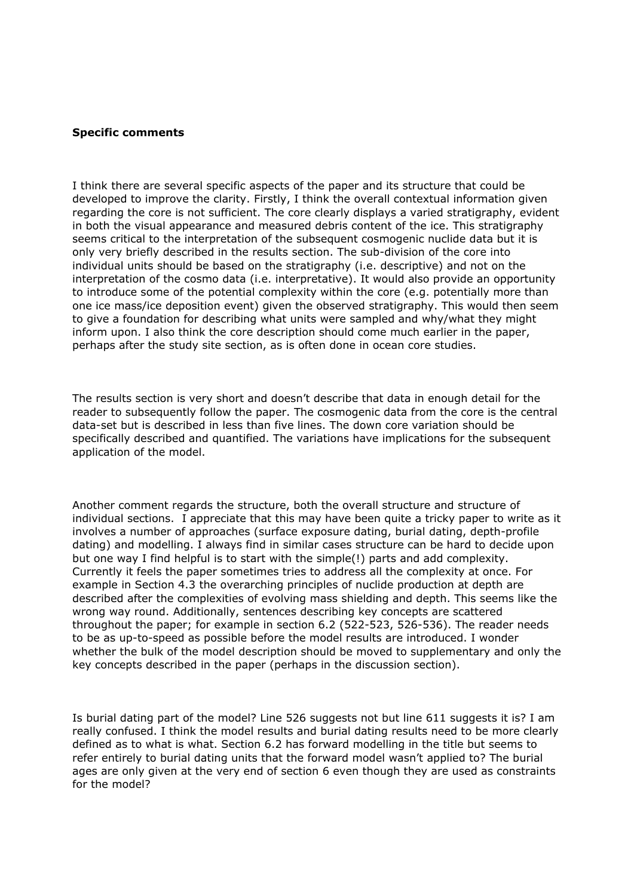**Specific comments**

I think there are several specific aspects of the paper and its structure that could be developed to improve the clarity. Firstly, I think the overall contextual information given regarding the core is not sufficient. The core clearly displays a varied stratigraphy, evident in both the visual appearance and measured debris content of the ice. This stratigraphy seems critical to the interpretation of the subsequent cosmogenic nuclide data but it is only very briefly described in the results section. The sub-division of the core into individual units should be based on the stratigraphy (i.e. descriptive) and not on the interpretation of the cosmo data (i.e. interpretative). It would also provide an opportunity to introduce some of the potential complexity within the core (e.g. potentially more than one ice mass/ice deposition event) given the observed stratigraphy. This would then seem to give a foundation for describing what units were sampled and why/what they might inform upon. I also think the core description should come much earlier in the paper, perhaps after the study site section, as is often done in ocean core studies.

The results section is very short and doesn't describe that data in enough detail for the reader to subsequently follow the paper. The cosmogenic data from the core is the central data-set but is described in less than five lines. The down core variation should be specifically described and quantified. The variations have implications for the subsequent application of the model.

Another comment regards the structure, both the overall structure and structure of individual sections. I appreciate that this may have been quite a tricky paper to write as it involves a number of approaches (surface exposure dating, burial dating, depth-profile dating) and modelling. I always find in similar cases structure can be hard to decide upon but one way I find helpful is to start with the simple(!) parts and add complexity. Currently it feels the paper sometimes tries to address all the complexity at once. For example in Section 4.3 the overarching principles of nuclide production at depth are described after the complexities of evolving mass shielding and depth. This seems like the wrong way round. Additionally, sentences describing key concepts are scattered throughout the paper; for example in section 6.2 (522-523, 526-536). The reader needs to be as up-to-speed as possible before the model results are introduced. I wonder whether the bulk of the model description should be moved to supplementary and only the key concepts described in the paper (perhaps in the discussion section).

Is burial dating part of the model? Line 526 suggests not but line 611 suggests it is? I am really confused. I think the model results and burial dating results need to be more clearly defined as to what is what. Section 6.2 has forward modelling in the title but seems to refer entirely to burial dating units that the forward model wasn't applied to? The burial ages are only given at the very end of section 6 even though they are used as constraints for the model?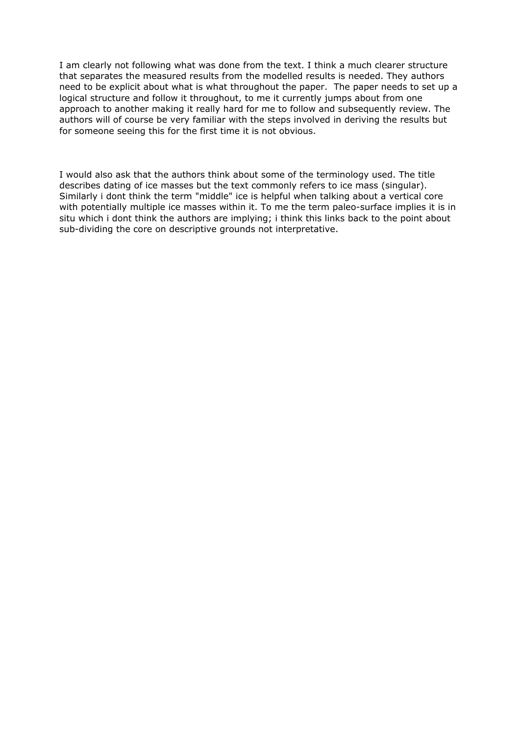I am clearly not following what was done from the text. I think a much clearer structure that separates the measured results from the modelled results is needed. They authors need to be explicit about what is what throughout the paper. The paper needs to set up a logical structure and follow it throughout, to me it currently jumps about from one approach to another making it really hard for me to follow and subsequently review. The authors will of course be very familiar with the steps involved in deriving the results but for someone seeing this for the first time it is not obvious.

I would also ask that the authors think about some of the terminology used. The title describes dating of ice masses but the text commonly refers to ice mass (singular). Similarly i dont think the term "middle" ice is helpful when talking about a vertical core with potentially multiple ice masses within it. To me the term paleo-surface implies it is in situ which i dont think the authors are implying; i think this links back to the point about sub-dividing the core on descriptive grounds not interpretative.